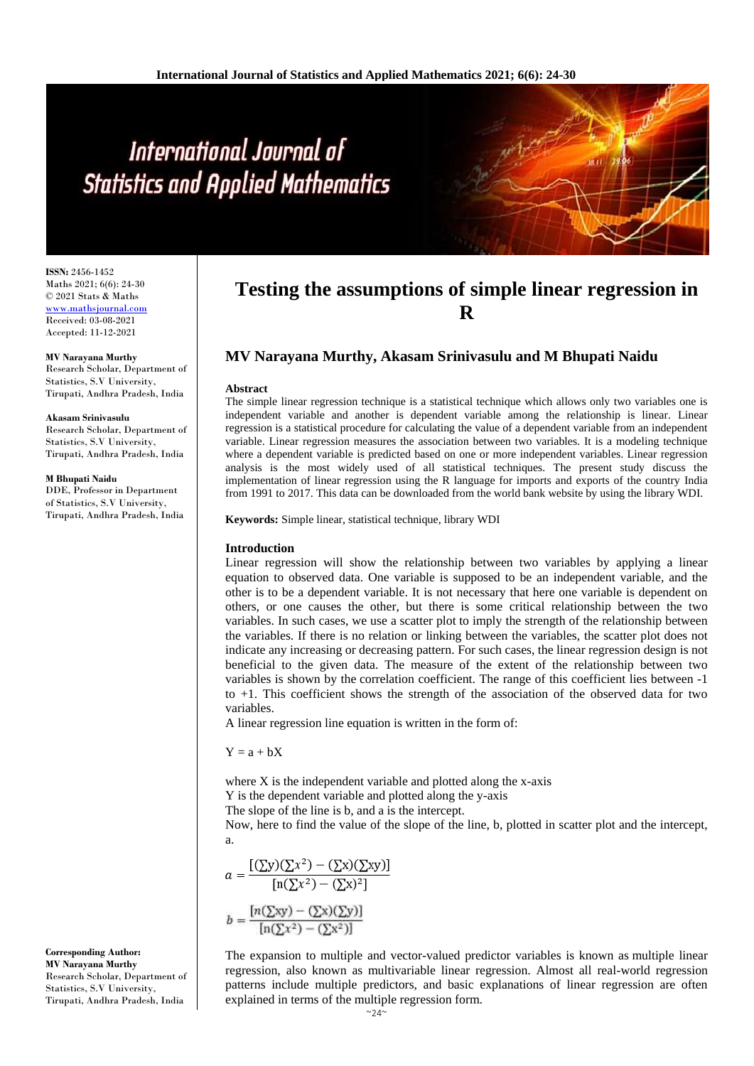ISSN: 2456-1452
Maths 2021; 6(6): 24-30
© 2021 Stats & Maths
www.mathsjournal.com
Received: 03-08-2021
Accepted: 11-12-2021

**MV Narayana Murthy**
Research Scholar, Department of Statistics, S.V University, Tirupati, Andhra Pradesh, India

**Akasam Srinivasulu**
Research Scholar, Department of Statistics, S.V University, Tirupati, Andhra Pradesh, India

**M Bhupati Naidu**
DDE, Professor in Department of Statistics, S.V University, Tirupati, Andhra Pradesh, India

**Corresponding Author:**
**MV Narayana Murthy**
Research Scholar, Department of Statistics, S.V University, Tirupati, Andhra Pradesh, India

# Testing the assumptions of simple linear regression in R

## MV Narayana Murthy, Akasam Srinivasulu and M Bhupati Naidu

### Abstract

The simple linear regression technique is a statistical technique which allows only two variables one is independent variable and another is dependent variable among the relationship is linear. Linear regression is a statistical procedure for calculating the value of a dependent variable from an independent variable. Linear regression measures the association between two variables. It is a modeling technique where a dependent variable is predicted based on one or more independent variables. Linear regression analysis is the most widely used of all statistical techniques. The present study discuss the implementation of linear regression using the R language for imports and exports of the country India from 1991 to 2017. This data can be downloaded from the world bank website by using the library WDI.

**Keywords:** Simple linear, statistical technique, library WDI

### Introduction

Linear regression will show the relationship between two variables by applying a linear equation to observed data. One variable is supposed to be an independent variable, and the other is to be a dependent variable. It is not necessary that here one variable is dependent on others, or one causes the other, but there is some critical relationship between the two variables. In such cases, we use a scatter plot to imply the strength of the relationship between the variables. If there is no relation or linking between the variables, the scatter plot does not indicate any increasing or decreasing pattern. For such cases, the linear regression design is not beneficial to the given data. The measure of the extent of the relationship between two variables is shown by the correlation coefficient. The range of this coefficient lies between -1 to +1. This coefficient shows the strength of the association of the observed data for two variables.

A linear regression line equation is written in the form of:

$Y = a + bX$

where X is the independent variable and plotted along the x-axis

Y is the dependent variable and plotted along the y-axis

The slope of the line is b, and a is the intercept.

Now, here to find the value of the slope of the line, b, plotted in scatter plot and the intercept, a.

$$a = \frac{[(\sum y)(\sum x^2) - (\sum x)(\sum xy)]}{[n(\sum x^2) - (\sum x)^2]}$$

$$b = \frac{[n(\sum xy) - (\sum x)(\sum y)]}{[n(\sum x^2) - (\sum x^2)]}$$

The expansion to multiple and vector-valued predictor variables is known as multiple linear regression, also known as multivariable linear regression. Almost all real-world regression patterns include multiple predictors, and basic explanations of linear regression are often explained in terms of the multiple regression form.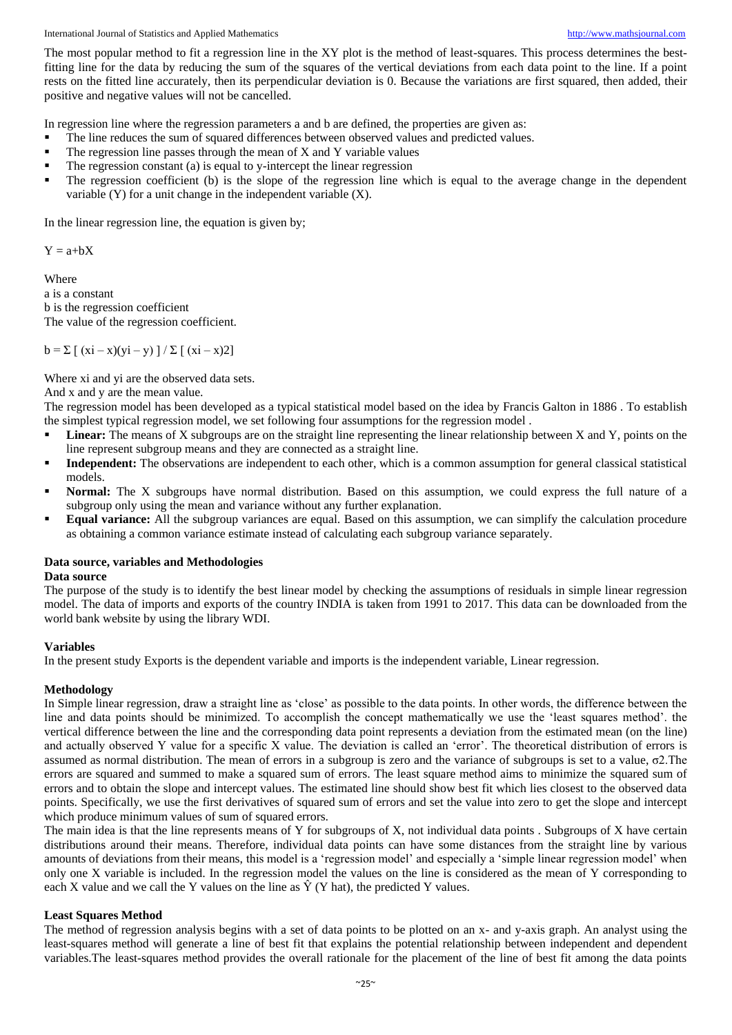The most popular method to fit a regression line in the XY plot is the method of least-squares. This process determines the best-fitting line for the data by reducing the sum of the squares of the vertical deviations from each data point to the line. If a point rests on the fitted line accurately, then its perpendicular deviation is 0. Because the variations are first squared, then added, their positive and negative values will not be cancelled.

In regression line where the regression parameters a and b are defined, the properties are given as:

- The line reduces the sum of squared differences between observed values and predicted values.
- The regression line passes through the mean of X and Y variable values
- The regression constant (a) is equal to y-intercept the linear regression
- The regression coefficient (b) is the slope of the regression line which is equal to the average change in the dependent variable (Y) for a unit change in the independent variable (X).

In the linear regression line, the equation is given by;

$$Y = a+bX$$

Where
a is a constant
b is the regression coefficient
The value of the regression coefficient.

$$b = \Sigma [ (x_i - x)(y_i - y) ] / \Sigma [ (x_i - x)^2]$$

Where $x_i$ and $y_i$ are the observed data sets.
And x and y are the mean value.
The regression model has been developed as a typical statistical model based on the idea by Francis Galton in 1886 . To establish the simplest typical regression model, we set following four assumptions for the regression model .

- **Linear:** The means of X subgroups are on the straight line representing the linear relationship between X and Y, points on the line represent subgroup means and they are connected as a straight line.
- **Independent:** The observations are independent to each other, which is a common assumption for general classical statistical models.
- **Normal:** The X subgroups have normal distribution. Based on this assumption, we could express the full nature of a subgroup only using the mean and variance without any further explanation.
- **Equal variance:** All the subgroup variances are equal. Based on this assumption, we can simplify the calculation procedure as obtaining a common variance estimate instead of calculating each subgroup variance separately.

## Data source, variables and Methodologies

### Data source

The purpose of the study is to identify the best linear model by checking the assumptions of residuals in simple linear regression model. The data of imports and exports of the country INDIA is taken from 1991 to 2017. This data can be downloaded from the world bank website by using the library WDI.

### Variables

In the present study Exports is the dependent variable and imports is the independent variable, Linear regression.

### Methodology

In Simple linear regression, draw a straight line as 'close' as possible to the data points. In other words, the difference between the line and data points should be minimized. To accomplish the concept mathematically we use the 'least squares method'. the vertical difference between the line and the corresponding data point represents a deviation from the estimated mean (on the line) and actually observed Y value for a specific X value. The deviation is called an 'error'. The theoretical distribution of errors is assumed as normal distribution. The mean of errors in a subgroup is zero and the variance of subgroups is set to a value, $\sigma^2$.The errors are squared and summed to make a squared sum of errors. The least square method aims to minimize the squared sum of errors and to obtain the slope and intercept values. The estimated line should show best fit which lies closest to the observed data points. Specifically, we use the first derivatives of squared sum of errors and set the value into zero to get the slope and intercept which produce minimum values of sum of squared errors.

The main idea is that the line represents means of Y for subgroups of X, not individual data points . Subgroups of X have certain distributions around their means. Therefore, individual data points can have some distances from the straight line by various amounts of deviations from their means, this model is a 'regression model' and especially a 'simple linear regression model' when only one X variable is included. In the regression model the values on the line is considered as the mean of Y corresponding to each X value and we call the Y values on the line as $\hat{Y}$ (Y hat), the predicted Y values.

### Least Squares Method

The method of regression analysis begins with a set of data points to be plotted on an x- and y-axis graph. An analyst using the least-squares method will generate a line of best fit that explains the potential relationship between independent and dependent variables.The least-squares method provides the overall rationale for the placement of the line of best fit among the data points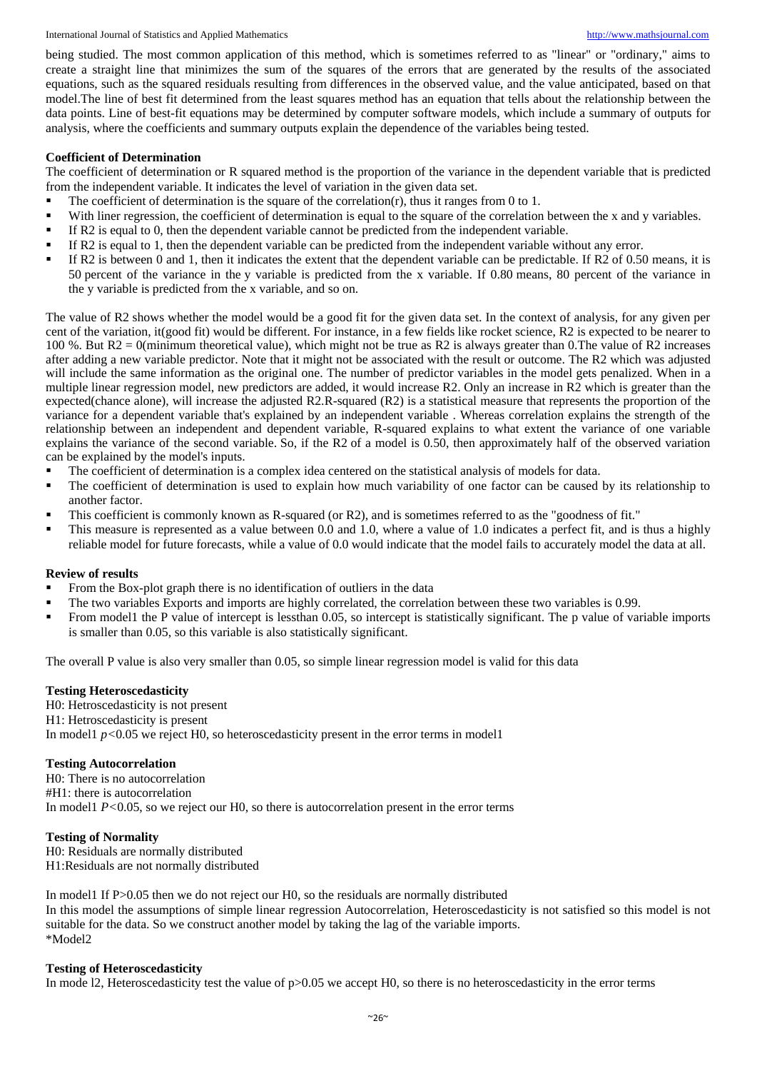being studied. The most common application of this method, which is sometimes referred to as "linear" or "ordinary," aims to create a straight line that minimizes the sum of the squares of the errors that are generated by the results of the associated equations, such as the squared residuals resulting from differences in the observed value, and the value anticipated, based on that model.The line of best fit determined from the least squares method has an equation that tells about the relationship between the data points. Line of best-fit equations may be determined by computer software models, which include a summary of outputs for analysis, where the coefficients and summary outputs explain the dependence of the variables being tested.

**Coefficient of Determination**

The coefficient of determination or R squared method is the proportion of the variance in the dependent variable that is predicted from the independent variable. It indicates the level of variation in the given data set.

- The coefficient of determination is the square of the correlation(r), thus it ranges from 0 to 1.
- With liner regression, the coefficient of determination is equal to the square of the correlation between the x and y variables.
- If R2 is equal to 0, then the dependent variable cannot be predicted from the independent variable.
- If R2 is equal to 1, then the dependent variable can be predicted from the independent variable without any error.
- If R2 is between 0 and 1, then it indicates the extent that the dependent variable can be predictable. If R2 of 0.50 means, it is 50 percent of the variance in the y variable is predicted from the x variable. If 0.80 means, 80 percent of the variance in the y variable is predicted from the x variable, and so on.

The value of R2 shows whether the model would be a good fit for the given data set. In the context of analysis, for any given per cent of the variation, it(good fit) would be different. For instance, in a few fields like rocket science, R2 is expected to be nearer to 100 %. But R2 = 0(minimum theoretical value), which might not be true as R2 is always greater than 0.The value of R2 increases after adding a new variable predictor. Note that it might not be associated with the result or outcome. The R2 which was adjusted will include the same information as the original one. The number of predictor variables in the model gets penalized. When in a multiple linear regression model, new predictors are added, it would increase R2. Only an increase in R2 which is greater than the expected(chance alone), will increase the adjusted R2.R-squared (R2) is a statistical measure that represents the proportion of the variance for a dependent variable that's explained by an independent variable . Whereas correlation explains the strength of the relationship between an independent and dependent variable, R-squared explains to what extent the variance of one variable explains the variance of the second variable. So, if the R2 of a model is 0.50, then approximately half of the observed variation can be explained by the model's inputs.

- The coefficient of determination is a complex idea centered on the statistical analysis of models for data.
- The coefficient of determination is used to explain how much variability of one factor can be caused by its relationship to another factor.
- This coefficient is commonly known as R-squared (or R2), and is sometimes referred to as the "goodness of fit."
- This measure is represented as a value between 0.0 and 1.0, where a value of 1.0 indicates a perfect fit, and is thus a highly reliable model for future forecasts, while a value of 0.0 would indicate that the model fails to accurately model the data at all.

**Review of results**

- From the Box-plot graph there is no identification of outliers in the data
- The two variables Exports and imports are highly correlated, the correlation between these two variables is 0.99.
- From model1 the P value of intercept is lessthan 0.05, so intercept is statistically significant. The p value of variable imports is smaller than 0.05, so this variable is also statistically significant.

The overall P value is also very smaller than 0.05, so simple linear regression model is valid for this data

**Testing Heteroscedasticity**

H0: Hetroscedasticity is not present

H1: Hetroscedasticity is present

In model1 $p<0.05$ we reject H0, so heteroscedasticity present in the error terms in model1

**Testing Autocorrelation**

H0: There is no autocorrelation

#H1: there is autocorrelation

In model1 $P<0.05$, so we reject our H0, so there is autocorrelation present in the error terms

**Testing of Normality**

H0: Residuals are normally distributed

H1:Residuals are not normally distributed

In model1 If P>0.05 then we do not reject our H0, so the residuals are normally distributed

In this model the assumptions of simple linear regression Autocorrelation, Heteroscedasticity is not satisfied so this model is not suitable for the data. So we construct another model by taking the lag of the variable imports.

*Model2

**Testing of Heteroscedasticity**

In mode l2, Heteroscedasticity test the value of p>0.05 we accept H0, so there is no heteroscedasticity in the error terms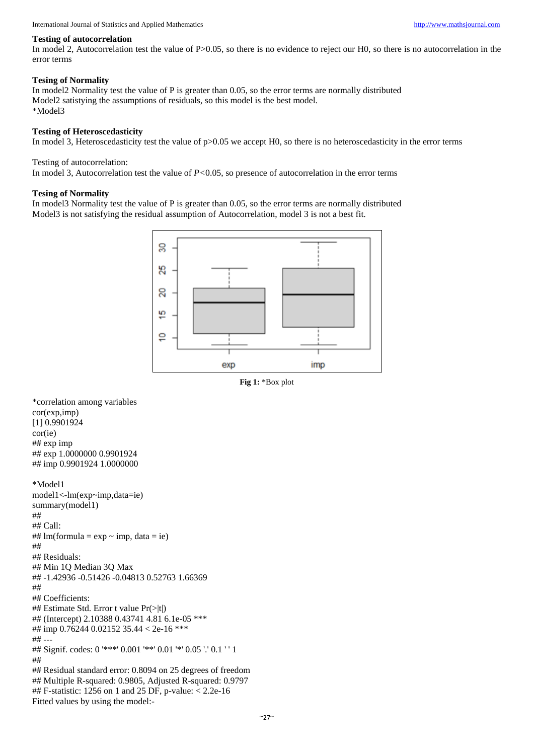### Testing of autocorrelation

In model 2, Autocorrelation test the value of P>0.05, so there is no evidence to reject our H0, so there is no autocorrelation in the error terms

### Tesing of Normality

In model2 Normality test the value of P is greater than 0.05, so the error terms are normally distributed
Model2 satistying the assumptions of residuals, so this model is the best model.
*Model3

### Testing of Heteroscedasticity

In model 3, Heteroscedasticity test the value of p>0.05 we accept H0, so there is no heteroscedasticity in the error terms

Testing of autocorrelation:
In model 3, Autocorrelation test the value of $P<0.05$, so presence of autocorrelation in the error terms

### Testing of Normality

In model3 Normality test the value of P is greater than 0.05, so the error terms are normally distributed
Model3 is not satisfying the residual assumption of Autocorrelation, model 3 is not a best fit.

**Fig 1:** *Box plot

*correlation among variables

```
cor(exp,imp)
[1] 0.9901924
cor(ie)
## exp imp
## exp 1.0000000 0.9901924
## imp 0.9901924 1.0000000
```

*Model1

```
model1<-lm(exp~imp,data=ie)
summary(model1)
##
## Call:
## lm(formula = exp ~ imp, data = ie)
##
## Residuals:
## Min 1Q Median 3Q Max
## -1.42936 -0.51426 -0.04813 0.52763 1.66369
##
## Coefficients:
## Estimate Std. Error t value Pr(>|t|)
## (Intercept) 2.10388 0.43741 4.81 6.1e-05 ***
## imp 0.76244 0.02152 35.44 < 2e-16 ***
## ---
## Signif. codes: 0 '***' 0.001 '**' 0.01 '*' 0.05 '.' 0.1 ' ' 1
##
## Residual standard error: 0.8094 on 25 degrees of freedom
## Multiple R-squared: 0.9805, Adjusted R-squared: 0.9797
## F-statistic: 1256 on 1 and 25 DF, p-value: < 2.2e-16
```

Fitted values by using the model:-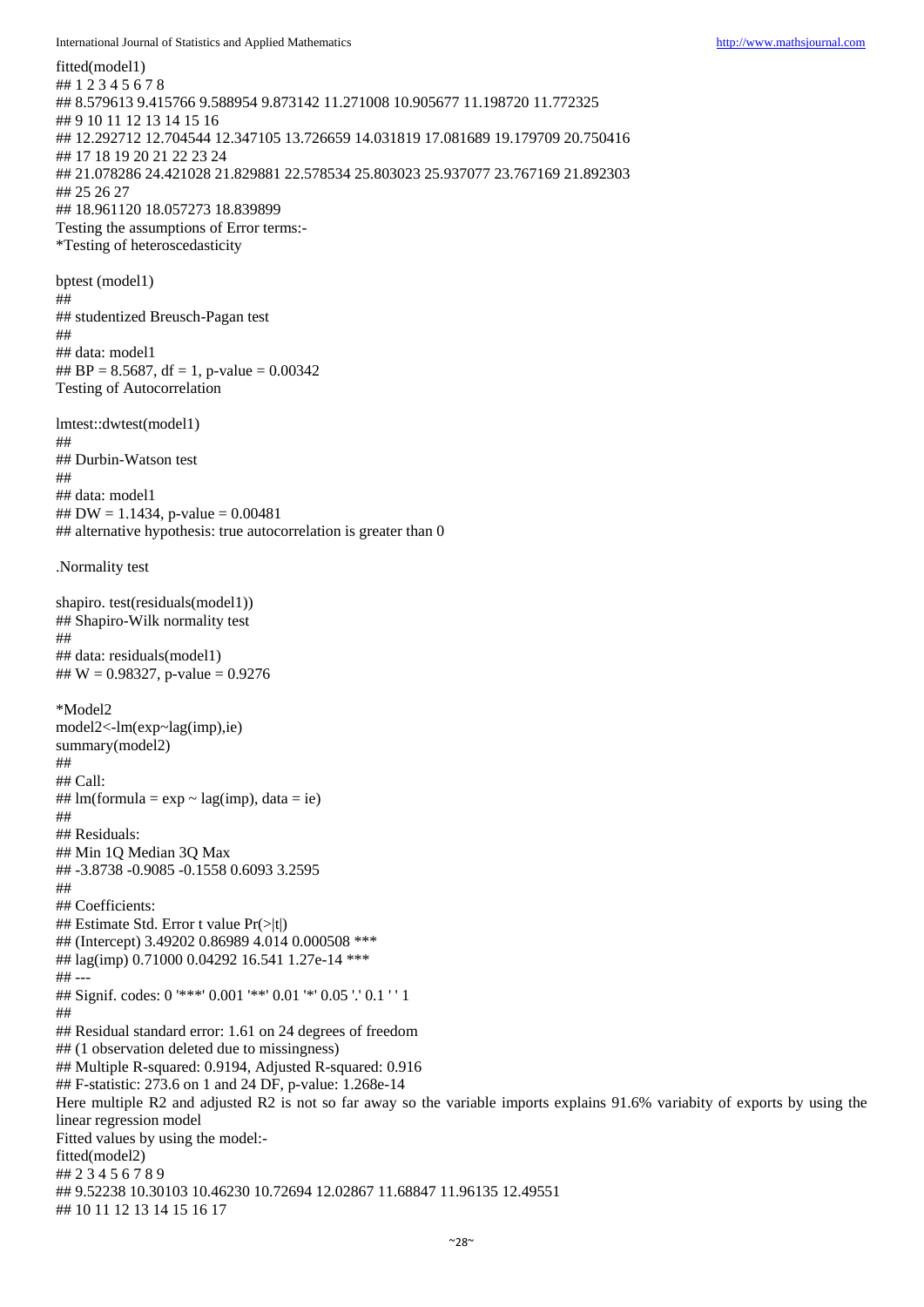```
fitted(model1)
## 1 2 3 4 5 6 7 8
## 8.579613 9.415766 9.588954 9.873142 11.271008 10.905677 11.198720 11.772325
## 9 10 11 12 13 14 15 16
## 12.292712 12.704544 12.347105 13.726659 14.031819 17.081689 19.179709 20.750416
## 17 18 19 20 21 22 23 24
## 21.078286 24.421028 21.829881 22.578534 25.803023 25.937077 23.767169 21.892303
## 25 26 27
## 18.961120 18.057273 18.839899
```

Testing the assumptions of Error terms:-

*Testing of heteroscedasticity

```
bptest (model1)
##
## studentized Breusch-Pagan test
##
## data: model1
## BP = 8.5687, df = 1, p-value = 0.00342
```

Testing of Autocorrelation

```
lmtest::dwtest(model1)
##
## Durbin-Watson test
##
## data: model1
## DW = 1.1434, p-value = 0.00481
## alternative hypothesis: true autocorrelation is greater than 0
```

.Normality test

```
shapiro. test(residuals(model1))
## Shapiro-Wilk normality test
##
## data: residuals(model1)
## W = 0.98327, p-value = 0.9276
```

*Model2

```
model2<-lm(exp~lag(imp),ie)
summary(model2)
##
## Call:
## lm(formula = exp ~ lag(imp), data = ie)
##
## Residuals:
## Min 1Q Median 3Q Max
## -3.8738 -0.9085 -0.1558 0.6093 3.2595
##
## Coefficients:
## Estimate Std. Error t value Pr(>|t|)
## (Intercept) 3.49202 0.86989 4.014 0.000508 ***
## lag(imp) 0.71000 0.04292 16.541 1.27e-14 ***
## ---
## Signif. codes: 0 '***' 0.001 '**' 0.01 '*' 0.05 '.' 0.1 ' ' 1
##
## Residual standard error: 1.61 on 24 degrees of freedom
## (1 observation deleted due to missingness)
## Multiple R-squared: 0.9194, Adjusted R-squared: 0.916
## F-statistic: 273.6 on 1 and 24 DF, p-value: 1.268e-14
```

Here multiple R2 and adjusted R2 is not so far away so the variable imports explains 91.6% variabity of exports by using the linear regression model

Fitted values by using the model:-

```
fitted(model2)
## 2 3 4 5 6 7 8 9
## 9.52238 10.30103 10.46230 10.72694 12.02867 11.68847 11.96135 12.49551
## 10 11 12 13 14 15 16 17
```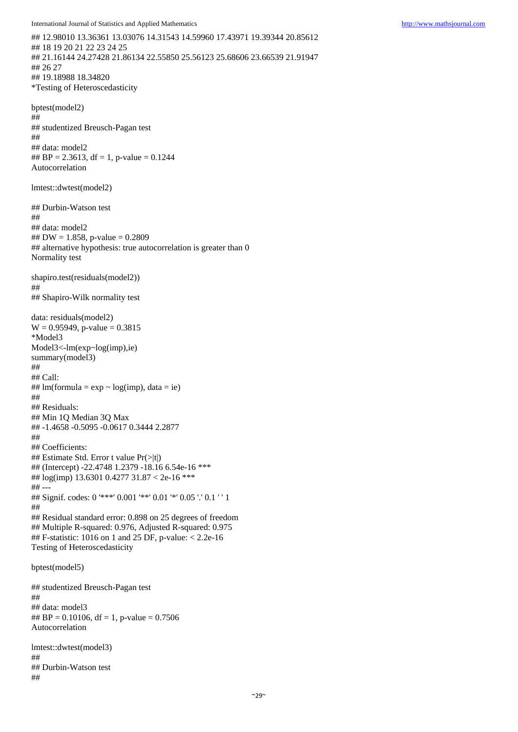```
## 12.98010 13.36361 13.03076 14.31543 14.59960 17.43971 19.39344 20.85612
## 18 19 20 21 22 23 24 25
## 21.16144 24.27428 21.86134 22.55850 25.56123 25.68606 23.66539 21.91947
## 26 27
## 19.18988 18.34820
```

*Testing of Heteroscedasticity

```
bptest(model2)
##
## studentized Breusch-Pagan test
##
## data: model2
## BP = 2.3613, df = 1, p-value = 0.1244
```

Autocorrelation

```
lmtest::dwtest(model2)

## Durbin-Watson test
##
## data: model2
## DW = 1.858, p-value = 0.2809
## alternative hypothesis: true autocorrelation is greater than 0
```

Normality test

```
shapiro.test(residuals(model2))
##
## Shapiro-Wilk normality test

data: residuals(model2)
W = 0.95949, p-value = 0.3815
```

*Model3

```
Model3<-lm(exp~log(imp),ie)
summary(model3)
##
## Call:
## lm(formula = exp ~ log(imp), data = ie)
##
## Residuals:
## Min 1Q Median 3Q Max
## -1.4658 -0.5095 -0.0617 0.3444 2.2877
##
## Coefficients:
## Estimate Std. Error t value Pr(>|t|)
## (Intercept) -22.4748 1.2379 -18.16 6.54e-16 ***
## log(imp) 13.6301 0.4277 31.87 < 2e-16 ***
## ---
## Signif. codes: 0 '***' 0.001 '**' 0.01 '*' 0.05 '.' 0.1 ' ' 1
##
## Residual standard error: 0.898 on 25 degrees of freedom
## Multiple R-squared: 0.976, Adjusted R-squared: 0.975
## F-statistic: 1016 on 1 and 25 DF, p-value: < 2.2e-16
```

Testing of Heteroscedasticity

```
bptest(model5)

## studentized Breusch-Pagan test
##
## data: model3
## BP = 0.10106, df = 1, p-value = 0.7506
```

Autocorrelation

```
lmtest::dwtest(model3)
##
## Durbin-Watson test
##
```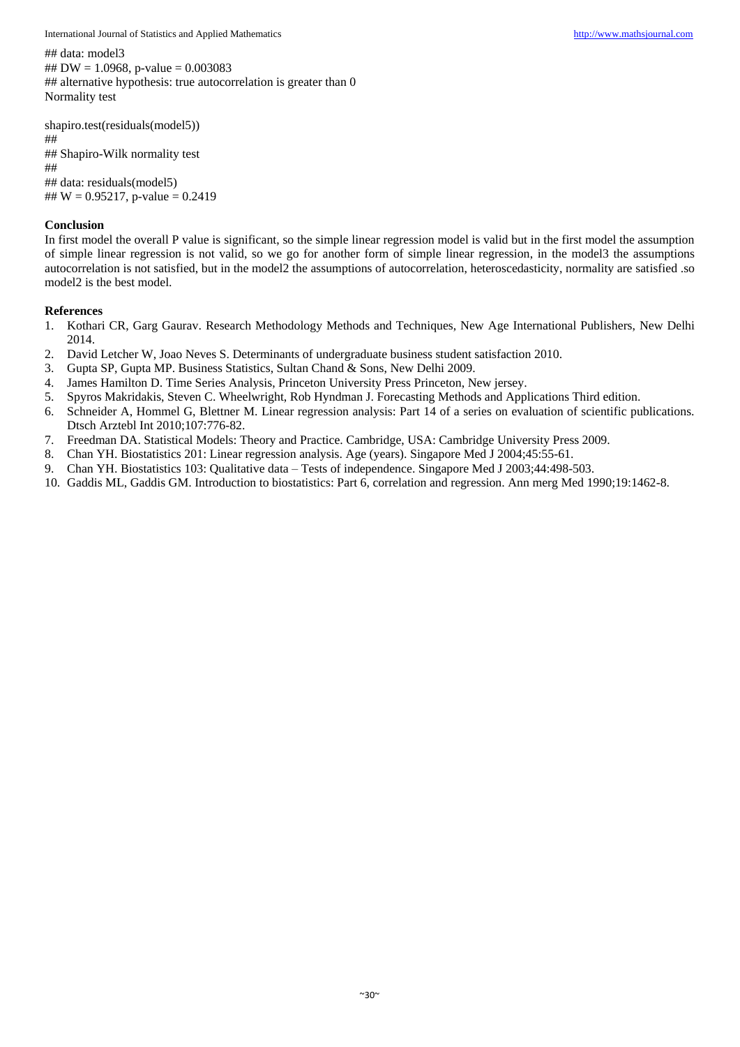```
## data: model3
## DW = 1.0968, p-value = 0.003083
## alternative hypothesis: true autocorrelation is greater than 0
```

Normality test

```
shapiro.test(residuals(model5))
##
## Shapiro-Wilk normality test
##
## data: residuals(model5)
## W = 0.95217, p-value = 0.2419
```

### Conclusion

In first model the overall P value is significant, so the simple linear regression model is valid but in the first model the assumption of simple linear regression is not valid, so we go for another form of simple linear regression, in the model3 the assumptions autocorrelation is not satisfied, but in the model2 the assumptions of autocorrelation, heteroscedasticity, normality are satisfied .so model2 is the best model.

### References

1. Kothari CR, Garg Gaurav. Research Methodology Methods and Techniques, New Age International Publishers, New Delhi 2014.
2. David Letcher W, Joao Neves S. Determinants of undergraduate business student satisfaction 2010.
3. Gupta SP, Gupta MP. Business Statistics, Sultan Chand & Sons, New Delhi 2009.
4. James Hamilton D. Time Series Analysis, Princeton University Press Princeton, New jersey.
5. Spyros Makridakis, Steven C. Wheelwright, Rob Hyndman J. Forecasting Methods and Applications Third edition.
6. Schneider A, Hommel G, Blettner M. Linear regression analysis: Part 14 of a series on evaluation of scientific publications. Dtsch Arztebl Int 2010;107:776-82.
7. Freedman DA. Statistical Models: Theory and Practice. Cambridge, USA: Cambridge University Press 2009.
8. Chan YH. Biostatistics 201: Linear regression analysis. Age (years). Singapore Med J 2004;45:55-61.
9. Chan YH. Biostatistics 103: Qualitative data – Tests of independence. Singapore Med J 2003;44:498-503.
10. Gaddis ML, Gaddis GM. Introduction to biostatistics: Part 6, correlation and regression. Ann merg Med 1990;19:1462-8.